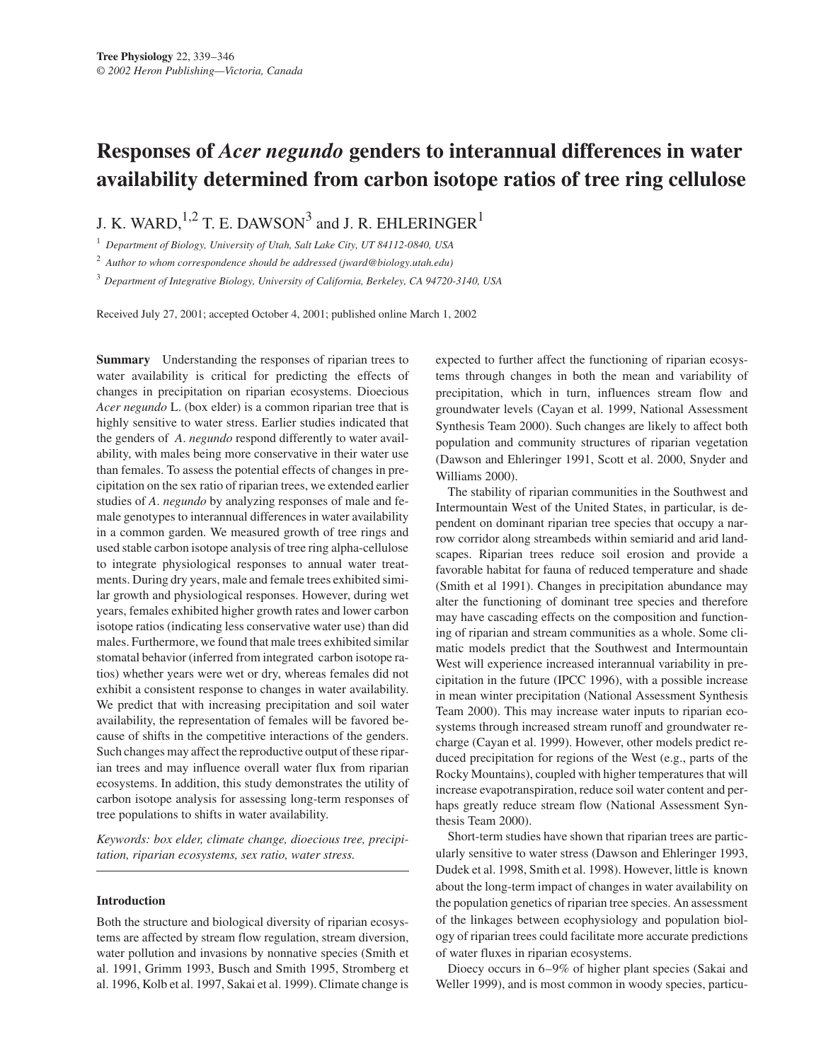# Responses of *Acer negundo* genders to interannual differences in water availability determined from carbon isotope ratios of tree ring cellulose

J. K. WARD,[1,2] T. E. DAWSON[3] and J. R. EHLERINGER[1]

[1] *Department of Biology, University of Utah, Salt Lake City, UT 84112-0840, USA*

[2] *Author to whom correspondence should be addressed (jward@biology.utah.edu)*

[3] *Department of Integrative Biology, University of California, Berkeley, CA 94720-3140, USA*

Received July 27, 2001; accepted October 4, 2001; published online March 1, 2002

**Summary** Understanding the responses of riparian trees to water availability is critical for predicting the effects of changes in precipitation on riparian ecosystems. Dioecious *Acer negundo* L. (box elder) is a common riparian tree that is highly sensitive to water stress. Earlier studies indicated that the genders of *A. negundo* respond differently to water availability, with males being more conservative in their water use than females. To assess the potential effects of changes in precipitation on the sex ratio of riparian trees, we extended earlier studies of *A. negundo* by analyzing responses of male and female genotypes to interannual differences in water availability in a common garden. We measured growth of tree rings and used stable carbon isotope analysis of tree ring alpha-cellulose to integrate physiological responses to annual water treatments. During dry years, male and female trees exhibited similar growth and physiological responses. However, during wet years, females exhibited higher growth rates and lower carbon isotope ratios (indicating less conservative water use) than did males. Furthermore, we found that male trees exhibited similar stomatal behavior (inferred from integrated carbon isotope ratios) whether years were wet or dry, whereas females did not exhibit a consistent response to changes in water availability. We predict that with increasing precipitation and soil water availability, the representation of females will be favored because of shifts in the competitive interactions of the genders. Such changes may affect the reproductive output of these riparian trees and may influence overall water flux from riparian ecosystems. In addition, this study demonstrates the utility of carbon isotope analysis for assessing long-term responses of tree populations to shifts in water availability.

*Keywords: box elder, climate change, dioecious tree, precipitation, riparian ecosystems, sex ratio, water stress.*

## Introduction

Both the structure and biological diversity of riparian ecosystems are affected by stream flow regulation, stream diversion, water pollution and invasions by nonnative species (Smith et al. 1991, Grimm 1993, Busch and Smith 1995, Stromberg et al. 1996, Kolb et al. 1997, Sakai et al. 1999). Climate change is expected to further affect the functioning of riparian ecosystems through changes in both the mean and variability of precipitation, which in turn, influences stream flow and groundwater levels (Cayan et al. 1999, National Assessment Synthesis Team 2000). Such changes are likely to affect both population and community structures of riparian vegetation (Dawson and Ehleringer 1991, Scott et al. 2000, Snyder and Williams 2000).

The stability of riparian communities in the Southwest and Intermountain West of the United States, in particular, is dependent on dominant riparian tree species that occupy a narrow corridor along streambeds within semiarid and arid landscapes. Riparian trees reduce soil erosion and provide a favorable habitat for fauna of reduced temperature and shade (Smith et al 1991). Changes in precipitation abundance may alter the functioning of dominant tree species and therefore may have cascading effects on the composition and functioning of riparian and stream communities as a whole. Some climatic models predict that the Southwest and Intermountain West will experience increased interannual variability in precipitation in the future (IPCC 1996), with a possible increase in mean winter precipitation (National Assessment Synthesis Team 2000). This may increase water inputs to riparian ecosystems through increased stream runoff and groundwater recharge (Cayan et al. 1999). However, other models predict reduced precipitation for regions of the West (e.g., parts of the Rocky Mountains), coupled with higher temperatures that will increase evapotranspiration, reduce soil water content and perhaps greatly reduce stream flow (National Assessment Synthesis Team 2000).

Short-term studies have shown that riparian trees are particularly sensitive to water stress (Dawson and Ehleringer 1993, Dudek et al. 1998, Smith et al. 1998). However, little is known about the long-term impact of changes in water availability on the population genetics of riparian tree species. An assessment of the linkages between ecophysiology and population biology of riparian trees could facilitate more accurate predictions of water fluxes in riparian ecosystems.

Dioecy occurs in 6–9% of higher plant species (Sakai and Weller 1999), and is most common in woody species, particu-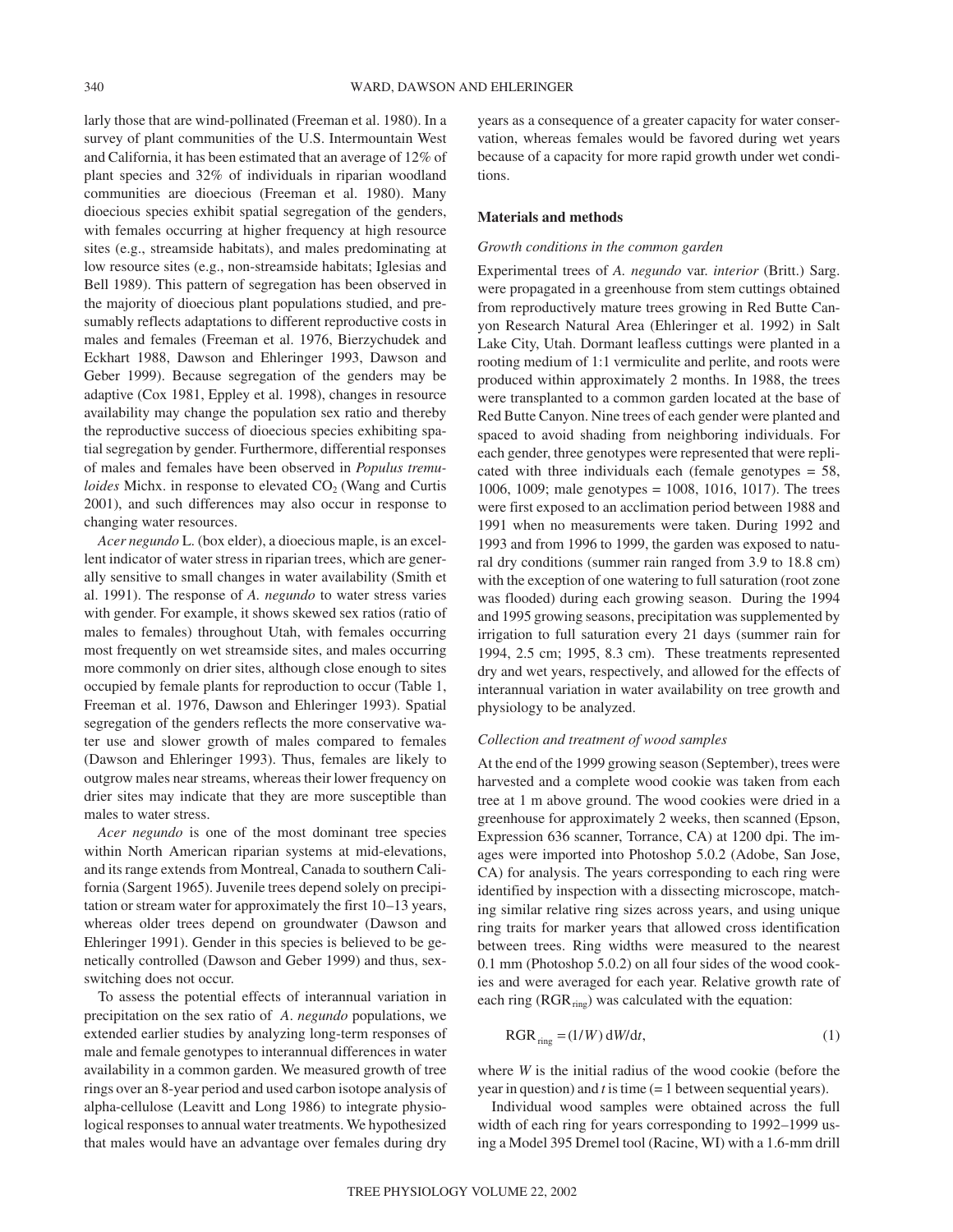larly those that are wind-pollinated (Freeman et al. 1980). In a survey of plant communities of the U.S. Intermountain West and California, it has been estimated that an average of 12% of plant species and 32% of individuals in riparian woodland communities are dioecious (Freeman et al. 1980). Many dioecious species exhibit spatial segregation of the genders, with females occurring at higher frequency at high resource sites (e.g., streamside habitats), and males predominating at low resource sites (e.g., non-streamside habitats; Iglesias and Bell 1989). This pattern of segregation has been observed in the majority of dioecious plant populations studied, and presumably reflects adaptations to different reproductive costs in males and females (Freeman et al. 1976, Bierzychudek and Eckhart 1988, Dawson and Ehleringer 1993, Dawson and Geber 1999). Because segregation of the genders may be adaptive (Cox 1981, Eppley et al. 1998), changes in resource availability may change the population sex ratio and thereby the reproductive success of dioecious species exhibiting spatial segregation by gender. Furthermore, differential responses of males and females have been observed in *Populus tremuloides* Michx. in response to elevated $CO_2$ (Wang and Curtis 2001), and such differences may also occur in response to changing water resources.

*Acer negundo* L. (box elder), a dioecious maple, is an excellent indicator of water stress in riparian trees, which are generally sensitive to small changes in water availability (Smith et al. 1991). The response of *A. negundo* to water stress varies with gender. For example, it shows skewed sex ratios (ratio of males to females) throughout Utah, with females occurring most frequently on wet streamside sites, and males occurring more commonly on drier sites, although close enough to sites occupied by female plants for reproduction to occur (Table 1, Freeman et al. 1976, Dawson and Ehleringer 1993). Spatial segregation of the genders reflects the more conservative water use and slower growth of males compared to females (Dawson and Ehleringer 1993). Thus, females are likely to outgrow males near streams, whereas their lower frequency on drier sites may indicate that they are more susceptible than males to water stress.

*Acer negundo* is one of the most dominant tree species within North American riparian systems at mid-elevations, and its range extends from Montreal, Canada to southern California (Sargent 1965). Juvenile trees depend solely on precipitation or stream water for approximately the first 10–13 years, whereas older trees depend on groundwater (Dawson and Ehleringer 1991). Gender in this species is believed to be genetically controlled (Dawson and Geber 1999) and thus, sex-switching does not occur.

To assess the potential effects of interannual variation in precipitation on the sex ratio of *A. negundo* populations, we extended earlier studies by analyzing long-term responses of male and female genotypes to interannual differences in water availability in a common garden. We measured growth of tree rings over an 8-year period and used carbon isotope analysis of alpha-cellulose (Leavitt and Long 1986) to integrate physiological responses to annual water treatments. We hypothesized that males would have an advantage over females during dry years as a consequence of a greater capacity for water conservation, whereas females would be favored during wet years because of a capacity for more rapid growth under wet conditions.

## Materials and methods

### *Growth conditions in the common garden*

Experimental trees of *A. negundo* var. *interior* (Britt.) Sarg. were propagated in a greenhouse from stem cuttings obtained from reproductively mature trees growing in Red Butte Canyon Research Natural Area (Ehleringer et al. 1992) in Salt Lake City, Utah. Dormant leafless cuttings were planted in a rooting medium of 1:1 vermiculite and perlite, and roots were produced within approximately 2 months. In 1988, the trees were transplanted to a common garden located at the base of Red Butte Canyon. Nine trees of each gender were planted and spaced to avoid shading from neighboring individuals. For each gender, three genotypes were represented that were replicated with three individuals each (female genotypes = 58, 1006, 1009; male genotypes = 1008, 1016, 1017). The trees were first exposed to an acclimation period between 1988 and 1991 when no measurements were taken. During 1992 and 1993 and from 1996 to 1999, the garden was exposed to natural dry conditions (summer rain ranged from 3.9 to 18.8 cm) with the exception of one watering to full saturation (root zone was flooded) during each growing season. During the 1994 and 1995 growing seasons, precipitation was supplemented by irrigation to full saturation every 21 days (summer rain for 1994, 2.5 cm; 1995, 8.3 cm). These treatments represented dry and wet years, respectively, and allowed for the effects of interannual variation in water availability on tree growth and physiology to be analyzed.

### *Collection and treatment of wood samples*

At the end of the 1999 growing season (September), trees were harvested and a complete wood cookie was taken from each tree at 1 m above ground. The wood cookies were dried in a greenhouse for approximately 2 weeks, then scanned (Epson, Expression 636 scanner, Torrance, CA) at 1200 dpi. The images were imported into Photoshop 5.0.2 (Adobe, San Jose, CA) for analysis. The years corresponding to each ring were identified by inspection with a dissecting microscope, matching similar relative ring sizes across years, and using unique ring traits for marker years that allowed cross identification between trees. Ring widths were measured to the nearest 0.1 mm (Photoshop 5.0.2) on all four sides of the wood cookies and were averaged for each year. Relative growth rate of each ring ($RGR_{ring}$) was calculated with the equation:

$$RGR_{ring} = (1/W)\, dW/dt, \tag{1}$$

where $W$ is the initial radius of the wood cookie (before the year in question) and $t$ is time (= 1 between sequential years).

Individual wood samples were obtained across the full width of each ring for years corresponding to 1992–1999 using a Model 395 Dremel tool (Racine, WI) with a 1.6-mm drill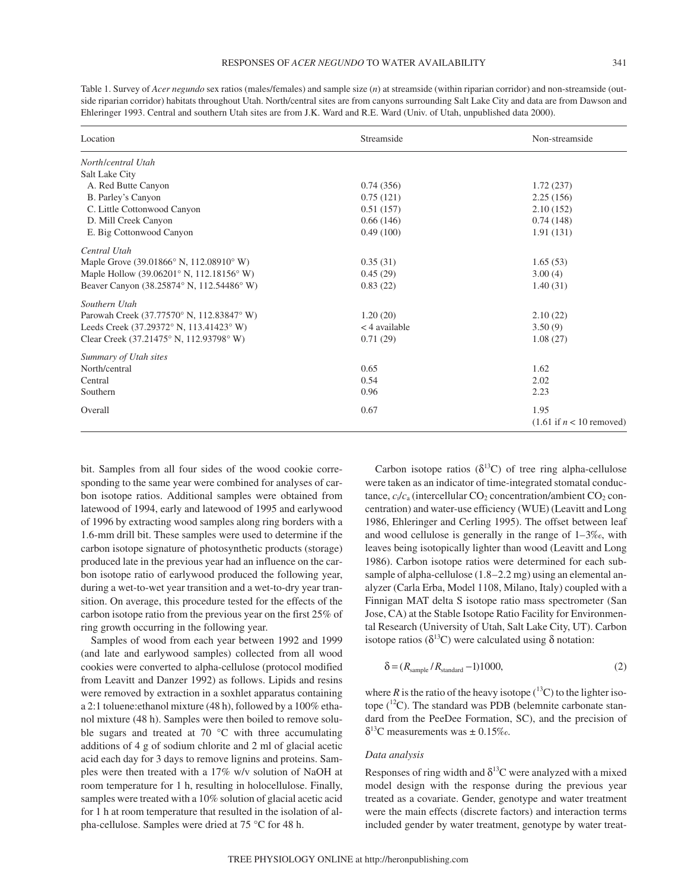Table 1. Survey of *Acer negundo* sex ratios (males/females) and sample size ($n$) at streamside (within riparian corridor) and non-streamside (outside riparian corridor) habitats throughout Utah. North/central sites are from canyons surrounding Salt Lake City and data are from Dawson and Ehleringer 1993. Central and southern Utah sites are from J.K. Ward and R.E. Ward (Univ. of Utah, unpublished data 2000).

| Location | Streamside | Non-streamside |
|---|---|---|
| *North/central Utah* | | |
| Salt Lake City | | |
| A. Red Butte Canyon | 0.74 (356) | 1.72 (237) |
| B. Parley's Canyon | 0.75 (121) | 2.25 (156) |
| C. Little Cottonwood Canyon | 0.51 (157) | 2.10 (152) |
| D. Mill Creek Canyon | 0.66 (146) | 0.74 (148) |
| E. Big Cottonwood Canyon | 0.49 (100) | 1.91 (131) |
| *Central Utah* | | |
| Maple Grove (39.01866° N, 112.08910° W) | 0.35 (31) | 1.65 (53) |
| Maple Hollow (39.06201° N, 112.18156° W) | 0.45 (29) | 3.00 (4) |
| Beaver Canyon (38.25874° N, 112.54486° W) | 0.83 (22) | 1.40 (31) |
| *Southern Utah* | | |
| Parowah Creek (37.77570° N, 112.83847° W) | 1.20 (20) | 2.10 (22) |
| Leeds Creek (37.29372° N, 113.41423° W) | < 4 available | 3.50 (9) |
| Clear Creek (37.21475° N, 112.93798° W) | 0.71 (29) | 1.08 (27) |
| *Summary of Utah sites* | | |
| North/central | 0.65 | 1.62 |
| Central | 0.54 | 2.02 |
| Southern | 0.96 | 2.23 |
| Overall | 0.67 | 1.95 (1.61 if $n$ < 10 removed) |

bit. Samples from all four sides of the wood cookie corresponding to the same year were combined for analyses of carbon isotope ratios. Additional samples were obtained from latewood of 1994, early and latewood of 1995 and earlywood of 1996 by extracting wood samples along ring borders with a 1.6-mm drill bit. These samples were used to determine if the carbon isotope signature of photosynthetic products (storage) produced late in the previous year had an influence on the carbon isotope ratio of earlywood produced the following year, during a wet-to-wet year transition and a wet-to-dry year transition. On average, this procedure tested for the effects of the carbon isotope ratio from the previous year on the first 25% of ring growth occurring in the following year.

Samples of wood from each year between 1992 and 1999 (and late and earlywood samples) collected from all wood cookies were converted to alpha-cellulose (protocol modified from Leavitt and Danzer 1992) as follows. Lipids and resins were removed by extraction in a soxhlet apparatus containing a 2:1 toluene:ethanol mixture (48 h), followed by a 100% ethanol mixture (48 h). Samples were then boiled to remove soluble sugars and treated at 70 °C with three accumulating additions of 4 g of sodium chlorite and 2 ml of glacial acetic acid each day for 3 days to remove lignins and proteins. Samples were then treated with a 17% w/v solution of NaOH at room temperature for 1 h, resulting in holocellulose. Finally, samples were treated with a 10% solution of glacial acetic acid for 1 h at room temperature that resulted in the isolation of alpha-cellulose. Samples were dried at 75 °C for 48 h.

Carbon isotope ratios ($\delta^{13}C$) of tree ring alpha-cellulose were taken as an indicator of time-integrated stomatal conductance, $c_i/c_a$ (intercellular $CO_2$ concentration/ambient $CO_2$ concentration) and water-use efficiency (WUE) (Leavitt and Long 1986, Ehleringer and Cerling 1995). The offset between leaf and wood cellulose is generally in the range of 1–3‰, with leaves being isotopically lighter than wood (Leavitt and Long 1986). Carbon isotope ratios were determined for each subsample of alpha-cellulose (1.8–2.2 mg) using an elemental analyzer (Carla Erba, Model 1108, Milano, Italy) coupled with a Finnigan MAT delta S isotope ratio mass spectrometer (San Jose, CA) at the Stable Isotope Ratio Facility for Environmental Research (University of Utah, Salt Lake City, UT). Carbon isotope ratios ($\delta^{13}C$) were calculated using δ notation:

$$\delta = (R_{sample}/R_{standard} - 1)1000, \tag{2}$$

where $R$ is the ratio of the heavy isotope ($^{13}C$) to the lighter isotope ($^{12}C$). The standard was PDB (belemnite carbonate standard from the PeeDee Formation, SC), and the precision of $\delta^{13}C$ measurements was ± 0.15‰.

### *Data analysis*

Responses of ring width and $\delta^{13}C$ were analyzed with a mixed model design with the response during the previous year treated as a covariate. Gender, genotype and water treatment were the main effects (discrete factors) and interaction terms included gender by water treatment, genotype by water treat-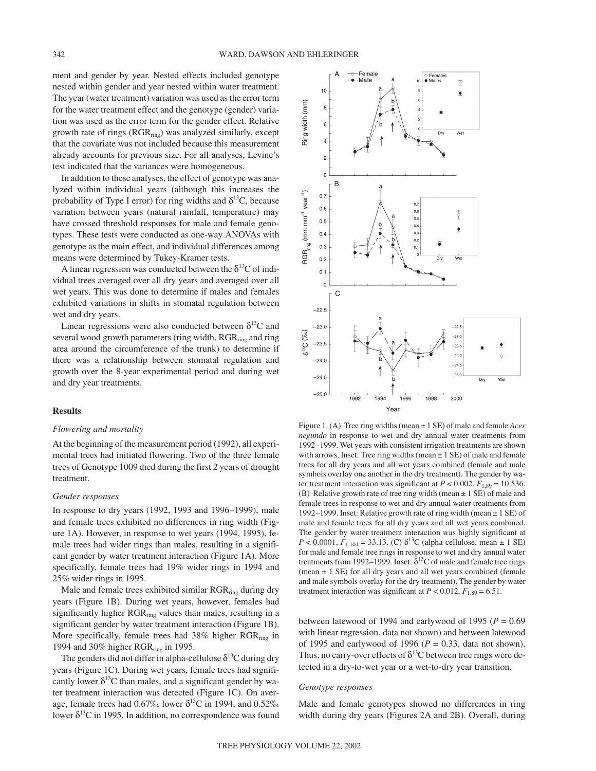ment and gender by year. Nested effects included genotype nested within gender and year nested within water treatment. The year (water treatment) variation was used as the error term for the water treatment effect and the genotype (gender) variation was used as the error term for the gender effect. Relative growth rate of rings ($RGR_{ring}$) was analyzed similarly, except that the covariate was not included because this measurement already accounts for previous size. For all analyses, Levine's test indicated that the variances were homogeneous.

In addition to these analyses, the effect of genotype was analyzed within individual years (although this increases the probability of Type I error) for ring widths and $\delta^{13}C$, because variation between years (natural rainfall, temperature) may have crossed threshold responses for male and female genotypes. These tests were conducted as one-way ANOVAs with genotype as the main effect, and individual differences among means were determined by Tukey-Kramer tests.

A linear regression was conducted between the $\delta^{13}C$ of individual trees averaged over all dry years and averaged over all wet years. This was done to determine if males and females exhibited variations in shifts in stomatal regulation between wet and dry years.

Linear regressions were also conducted between $\delta^{13}C$ and several wood growth parameters (ring width, $RGR_{ring}$ and ring area around the circumference of the trunk) to determine if there was a relationship between stomatal regulation and growth over the 8-year experimental period and during wet and dry year treatments.

## Results

### *Flowering and mortality*

At the beginning of the measurement period (1992), all experimental trees had initiated flowering. Two of the three female trees of Genotype 1009 died during the first 2 years of drought treatment.

### *Gender responses*

In response to dry years (1992, 1993 and 1996–1999), male and female trees exhibited no differences in ring width (Figure 1A). However, in response to wet years (1994, 1995), female trees had wider rings than males, resulting in a significant gender by water treatment interaction (Figure 1A). More specifically, female trees had 19% wider rings in 1994 and 25% wider rings in 1995.

Male and female trees exhibited similar $RGR_{ring}$ during dry years (Figure 1B). During wet years, however, females had significantly higher $RGR_{ring}$ values than males, resulting in a significant gender by water treatment interaction (Figure 1B). More specifically, female trees had 38% higher $RGR_{ring}$ in 1994 and 30% higher $RGR_{ring}$ in 1995.

The genders did not differ in alpha-cellulose $\delta^{13}C$ during dry years (Figure 1C). During wet years, female trees had significantly lower $\delta^{13}C$ than males, and a significant gender by water treatment interaction was detected (Figure 1C). On average, female trees had 0.67‰ lower $\delta^{13}C$ in 1994, and 0.52‰ lower $\delta^{13}C$ in 1995. In addition, no correspondence was found between latewood of 1994 and earlywood of 1995 ($P = 0.69$ with linear regression, data not shown) and between latewood of 1995 and earlywood of 1996 ($P = 0.33$, data not shown). Thus, no carry-over effects of $\delta^{13}C$ between tree rings were detected in a dry-to-wet year or a wet-to-dry year transition.

Figure 1. (A) Tree ring widths (mean ± 1 SE) of male and female *Acer negundo* in response to wet and dry annual water treatments from 1992–1999. Wet years with consistent irrigation treatments are shown with arrows. Inset: Tree ring widths (mean ± 1 SE) of male and female trees for all dry years and all wet years combined (female and male symbols overlay one another in the dry treatment). The gender by water treatment interaction was significant at $P < 0.002$, $F_{1,89} = 10.536$. (B) Relative growth rate of tree ring width (mean ± 1 SE) of male and female trees in response to wet and dry annual water treatments from 1992–1999. Inset: Relative growth rate of ring width (mean ± 1 SE) of male and female trees for all dry years and all wet years combined. The gender by water treatment interaction was highly significant at $P < 0.0001$, $F_{1,104} = 33.13$. (C) $\delta^{13}C$ (alpha-cellulose, mean ± 1 SE) for male and female tree rings in response to wet and dry annual water treatments from 1992–1999. Inset: $\delta^{13}C$ of male and female tree rings (mean ± 1 SE) for all dry years and all wet years combined (female and male symbols overlay for the dry treatment). The gender by water treatment interaction was significant at $P < 0.012$, $F_{1,89} = 6.51$.

### *Genotype responses*

Male and female genotypes showed no differences in ring width during dry years (Figures 2A and 2B). Overall, during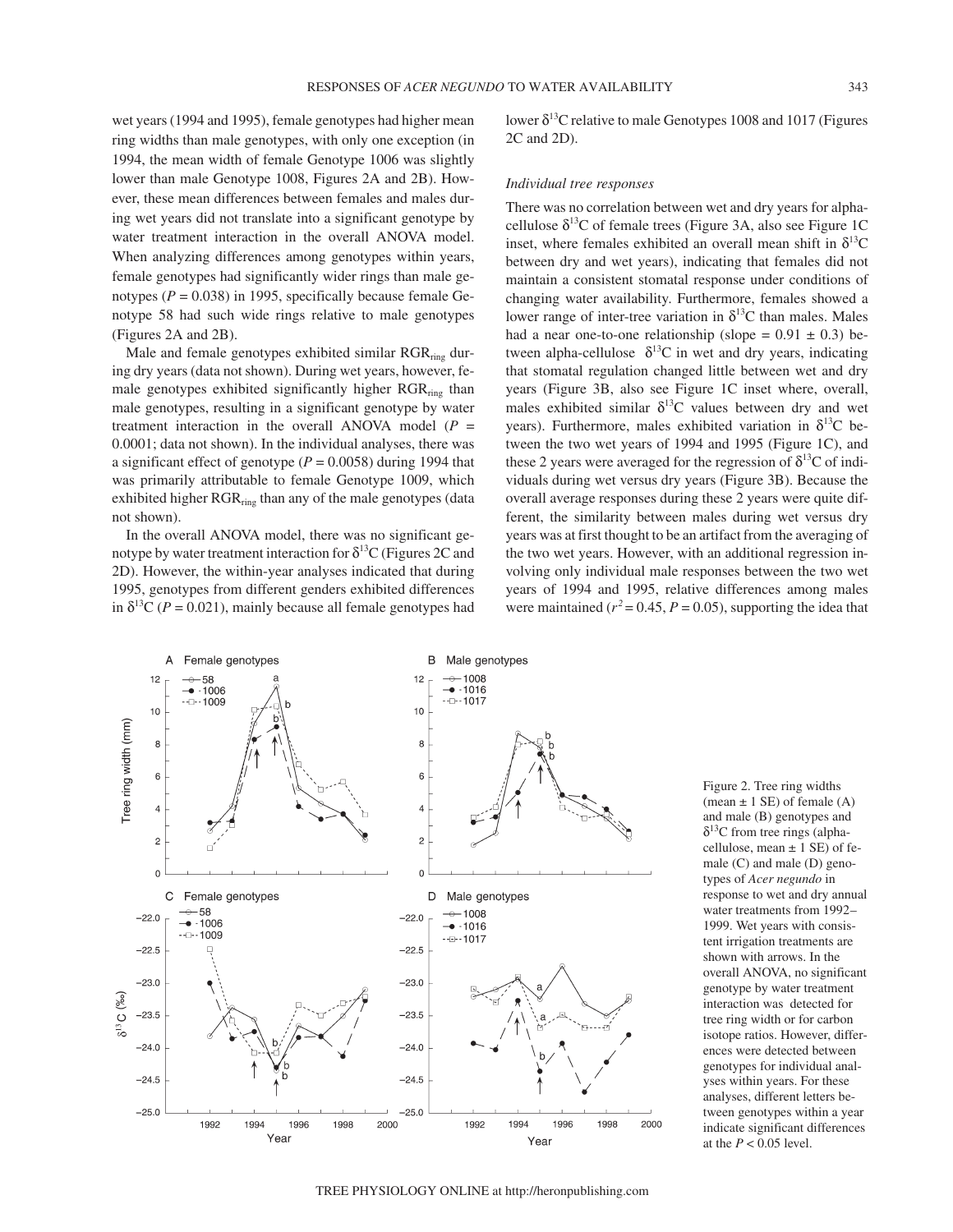wet years (1994 and 1995), female genotypes had higher mean ring widths than male genotypes, with only one exception (in 1994, the mean width of female Genotype 1006 was slightly lower than male Genotype 1008, Figures 2A and 2B). However, these mean differences between females and males during wet years did not translate into a significant genotype by water treatment interaction in the overall ANOVA model. When analyzing differences among genotypes within years, female genotypes had significantly wider rings than male genotypes ($P = 0.038$) in 1995, specifically because female Genotype 58 had such wide rings relative to male genotypes (Figures 2A and 2B).

Male and female genotypes exhibited similar $RGR_{ring}$ during dry years (data not shown). During wet years, however, female genotypes exhibited significantly higher $RGR_{ring}$ than male genotypes, resulting in a significant genotype by water treatment interaction in the overall ANOVA model ($P = 0.0001$; data not shown). In the individual analyses, there was a significant effect of genotype ($P = 0.0058$) during 1994 that was primarily attributable to female Genotype 1009, which exhibited higher $RGR_{ring}$ than any of the male genotypes (data not shown).

In the overall ANOVA model, there was no significant genotype by water treatment interaction for $\delta^{13}C$ (Figures 2C and 2D). However, the within-year analyses indicated that during 1995, genotypes from different genders exhibited differences in $\delta^{13}C$ ($P = 0.021$), mainly because all female genotypes had lower $\delta^{13}C$ relative to male Genotypes 1008 and 1017 (Figures 2C and 2D).

### *Individual tree responses*

There was no correlation between wet and dry years for alpha-cellulose $\delta^{13}C$ of female trees (Figure 3A, also see Figure 1C inset, where females exhibited an overall mean shift in $\delta^{13}C$ between dry and wet years), indicating that females did not maintain a consistent stomatal response under conditions of changing water availability. Furthermore, females showed a lower range of inter-tree variation in $\delta^{13}C$ than males. Males had a near one-to-one relationship (slope = $0.91 \pm 0.3$) between alpha-cellulose $\delta^{13}C$ in wet and dry years, indicating that stomatal regulation changed little between wet and dry years (Figure 3B, also see Figure 1C inset where, overall, males exhibited similar $\delta^{13}C$ values between dry and wet years). Furthermore, males exhibited variation in $\delta^{13}C$ between the two wet years of 1994 and 1995 (Figure 1C), and these 2 years were averaged for the regression of $\delta^{13}C$ of individuals during wet versus dry years (Figure 3B). Because the overall average responses during these 2 years were quite different, the similarity between males during wet versus dry years was at first thought to be an artifact from the averaging of the two wet years. However, with an additional regression involving only individual male responses between the two wet years of 1994 and 1995, relative differences among males were maintained ($r^2 = 0.45$, $P = 0.05$), supporting the idea that

Figure 2. Tree ring widths (mean ± 1 SE) of female (A) and male (B) genotypes and $\delta^{13}C$ from tree rings (alpha-cellulose, mean ± 1 SE) of female (C) and male (D) genotypes of *Acer negundo* in response to wet and dry annual water treatments from 1992–1999. Wet years with consistent irrigation treatments are shown with arrows. In the overall ANOVA, no significant genotype by water treatment interaction was detected for tree ring width or for carbon isotope ratios. However, differences were detected between genotypes for individual analyses within years. For these analyses, different letters between genotypes within a year indicate significant differences at the $P < 0.05$ level.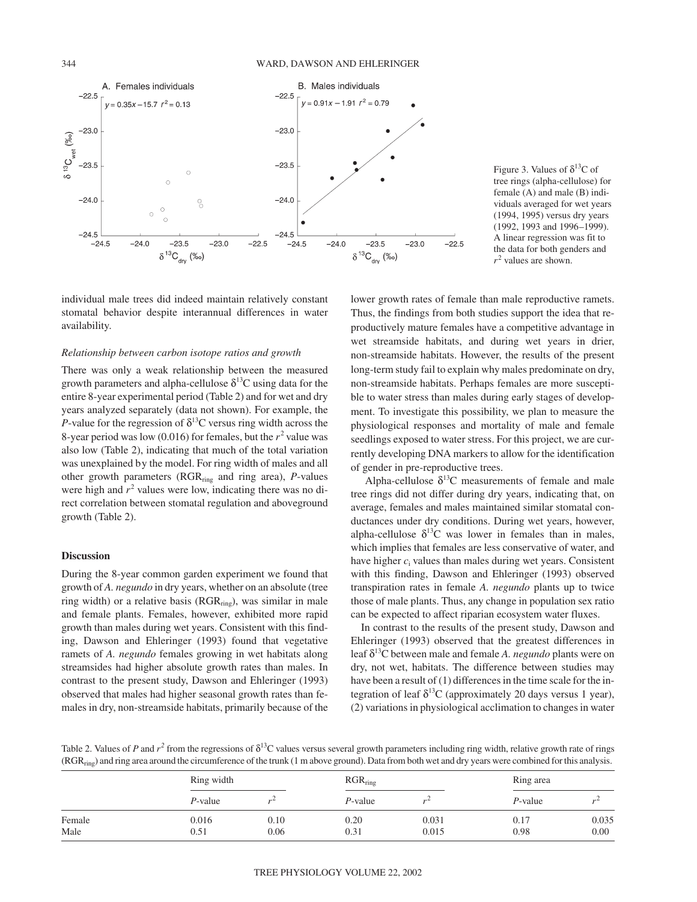Figure 3. Values of $\delta^{13}C$ of tree rings (alpha-cellulose) for female (A) and male (B) individuals averaged for wet years (1994, 1995) versus dry years (1992, 1993 and 1996–1999). A linear regression was fit to the data for both genders and $r^2$ values are shown.

individual male trees did indeed maintain relatively constant stomatal behavior despite interannual differences in water availability.

*Relationship between carbon isotope ratios and growth*

There was only a weak relationship between the measured growth parameters and alpha-cellulose $\delta^{13}C$ using data for the entire 8-year experimental period (Table 2) and for wet and dry years analyzed separately (data not shown). For example, the *P*-value for the regression of $\delta^{13}C$ versus ring width across the 8-year period was low (0.016) for females, but the $r^2$ value was also low (Table 2), indicating that much of the total variation was unexplained by the model. For ring width of males and all other growth parameters ($RGR_{ring}$ and ring area), *P*-values were high and $r^2$ values were low, indicating there was no direct correlation between stomatal regulation and aboveground growth (Table 2).

## Discussion

During the 8-year common garden experiment we found that growth of *A. negundo* in dry years, whether on an absolute (tree ring width) or a relative basis ($RGR_{ring}$), was similar in male and female plants. Females, however, exhibited more rapid growth than males during wet years. Consistent with this finding, Dawson and Ehleringer (1993) found that vegetative ramets of *A. negundo* females growing in wet habitats along streamsides had higher absolute growth rates than males. In contrast to the present study, Dawson and Ehleringer (1993) observed that males had higher seasonal growth rates than females in dry, non-streamside habitats, primarily because of the lower growth rates of female than male reproductive ramets. Thus, the findings from both studies support the idea that reproductively mature females have a competitive advantage in wet streamside habitats, and during wet years in drier, non-streamside habitats. However, the results of the present long-term study fail to explain why males predominate on dry, non-streamside habitats. Perhaps females are more susceptible to water stress than males during early stages of development. To investigate this possibility, we plan to measure the physiological responses and mortality of male and female seedlings exposed to water stress. For this project, we are currently developing DNA markers to allow for the identification of gender in pre-reproductive trees.

Alpha-cellulose $\delta^{13}C$ measurements of female and male tree rings did not differ during dry years, indicating that, on average, females and males maintained similar stomatal conductances under dry conditions. During wet years, however, alpha-cellulose $\delta^{13}C$ was lower in females than in males, which implies that females are less conservative of water, and have higher $c_i$ values than males during wet years. Consistent with this finding, Dawson and Ehleringer (1993) observed transpiration rates in female *A. negundo* plants up to twice those of male plants. Thus, any change in population sex ratio can be expected to affect riparian ecosystem water fluxes.

In contrast to the results of the present study, Dawson and Ehleringer (1993) observed that the greatest differences in leaf $\delta^{13}C$ between male and female *A. negundo* plants were on dry, not wet, habitats. The difference between studies may have been a result of (1) differences in the time scale for the integration of leaf $\delta^{13}C$ (approximately 20 days versus 1 year), (2) variations in physiological acclimation to changes in water

Table 2. Values of *P* and $r^2$ from the regressions of $\delta^{13}C$ values versus several growth parameters including ring width, relative growth rate of rings ($RGR_{ring}$) and ring area around the circumference of the trunk (1 m above ground). Data from both wet and dry years were combined for this analysis.

| | Ring width | | $RGR_{ring}$ | | Ring area | |
|---|---|---|---|---|---|---|
| | *P*-value | $r^2$ | *P*-value | $r^2$ | *P*-value | $r^2$ |
| Female | 0.016 | 0.10 | 0.20 | 0.031 | 0.17 | 0.035 |
| Male | 0.51 | 0.06 | 0.31 | 0.015 | 0.98 | 0.00 |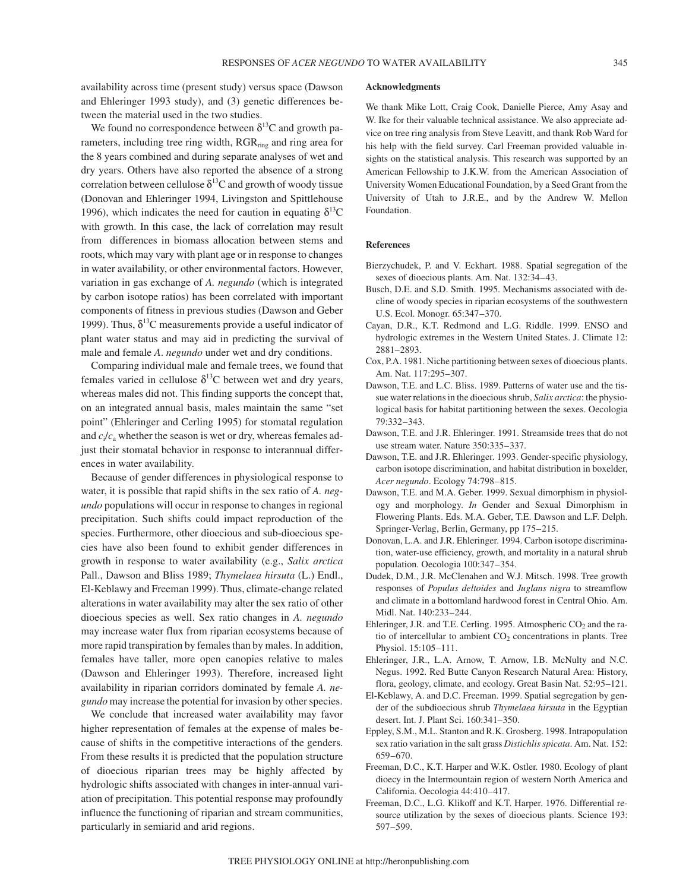availability across time (present study) versus space (Dawson and Ehleringer 1993 study), and (3) genetic differences between the material used in the two studies.

We found no correspondence between $\delta^{13}C$ and growth parameters, including tree ring width, $RGR_{ring}$ and ring area for the 8 years combined and during separate analyses of wet and dry years. Others have also reported the absence of a strong correlation between cellulose $\delta^{13}C$ and growth of woody tissue (Donovan and Ehleringer 1994, Livingston and Spittlehouse 1996), which indicates the need for caution in equating $\delta^{13}C$ with growth. In this case, the lack of correlation may result from differences in biomass allocation between stems and roots, which may vary with plant age or in response to changes in water availability, or other environmental factors. However, variation in gas exchange of *A. negundo* (which is integrated by carbon isotope ratios) has been correlated with important components of fitness in previous studies (Dawson and Geber 1999). Thus, $\delta^{13}C$ measurements provide a useful indicator of plant water status and may aid in predicting the survival of male and female *A. negundo* under wet and dry conditions.

Comparing individual male and female trees, we found that females varied in cellulose $\delta^{13}C$ between wet and dry years, whereas males did not. This finding supports the concept that, on an integrated annual basis, males maintain the same "set point" (Ehleringer and Cerling 1995) for stomatal regulation and $c_i/c_a$ whether the season is wet or dry, whereas females adjust their stomatal behavior in response to interannual differences in water availability.

Because of gender differences in physiological response to water, it is possible that rapid shifts in the sex ratio of *A. negundo* populations will occur in response to changes in regional precipitation. Such shifts could impact reproduction of the species. Furthermore, other dioecious and sub-dioecious species have also been found to exhibit gender differences in growth in response to water availability (e.g., *Salix arctica* Pall., Dawson and Bliss 1989; *Thymelaea hirsuta* (L.) Endl., El-Keblawy and Freeman 1999). Thus, climate-change related alterations in water availability may alter the sex ratio of other dioecious species as well. Sex ratio changes in *A. negundo* may increase water flux from riparian ecosystems because of more rapid transpiration by females than by males. In addition, females have taller, more open canopies relative to males (Dawson and Ehleringer 1993). Therefore, increased light availability in riparian corridors dominated by female *A. negundo* may increase the potential for invasion by other species.

We conclude that increased water availability may favor higher representation of females at the expense of males because of shifts in the competitive interactions of the genders. From these results it is predicted that the population structure of dioecious riparian trees may be highly affected by hydrologic shifts associated with changes in inter-annual variation of precipitation. This potential response may profoundly influence the functioning of riparian and stream communities, particularly in semiarid and arid regions.

#### Acknowledgments

We thank Mike Lott, Craig Cook, Danielle Pierce, Amy Asay and W. Ike for their valuable technical assistance. We also appreciate advice on tree ring analysis from Steve Leavitt, and thank Rob Ward for his help with the field survey. Carl Freeman provided valuable insights on the statistical analysis. This research was supported by an American Fellowship to J.K.W. from the American Association of University Women Educational Foundation, by a Seed Grant from the University of Utah to J.R.E., and by the Andrew W. Mellon Foundation.

#### References

Bierzychudek, P. and V. Eckhart. 1988. Spatial segregation of the sexes of dioecious plants. Am. Nat. 132:34–43.

Busch, D.E. and S.D. Smith. 1995. Mechanisms associated with decline of woody species in riparian ecosystems of the southwestern U.S. Ecol. Monogr. 65:347–370.

Cayan, D.R., K.T. Redmond and L.G. Riddle. 1999. ENSO and hydrologic extremes in the Western United States. J. Climate 12: 2881–2893.

Cox, P.A. 1981. Niche partitioning between sexes of dioecious plants. Am. Nat. 117:295–307.

Dawson, T.E. and L.C. Bliss. 1989. Patterns of water use and the tissue water relations in the dioecious shrub, *Salix arctica*: the physiological basis for habitat partitioning between the sexes. Oecologia 79:332–343.

Dawson, T.E. and J.R. Ehleringer. 1991. Streamside trees that do not use stream water. Nature 350:335–337.

Dawson, T.E. and J.R. Ehleringer. 1993. Gender-specific physiology, carbon isotope discrimination, and habitat distribution in boxelder, *Acer negundo*. Ecology 74:798–815.

Dawson, T.E. and M.A. Geber. 1999. Sexual dimorphism in physiology and morphology. *In* Gender and Sexual Dimorphism in Flowering Plants. Eds. M.A. Geber, T.E. Dawson and L.F. Delph. Springer-Verlag, Berlin, Germany, pp 175–215.

Donovan, L.A. and J.R. Ehleringer. 1994. Carbon isotope discrimination, water-use efficiency, growth, and mortality in a natural shrub population. Oecologia 100:347–354.

Dudek, D.M., J.R. McClenahen and W.J. Mitsch. 1998. Tree growth responses of *Populus deltoides* and *Juglans nigra* to streamflow and climate in a bottomland hardwood forest in Central Ohio. Am. Midl. Nat. 140:233–244.

Ehleringer, J.R. and T.E. Cerling. 1995. Atmospheric $CO_2$ and the ratio of intercellular to ambient $CO_2$ concentrations in plants. Tree Physiol. 15:105–111.

Ehleringer, J.R., L.A. Arnow, T. Arnow, I.B. McNulty and N.C. Negus. 1992. Red Butte Canyon Research Natural Area: History, flora, geology, climate, and ecology. Great Basin Nat. 52:95–121.

El-Keblawy, A. and D.C. Freeman. 1999. Spatial segregation by gender of the subdioecious shrub *Thymelaea hirsuta* in the Egyptian desert. Int. J. Plant Sci. 160:341–350.

Eppley, S.M., M.L. Stanton and R.K. Grosberg. 1998. Intrapopulation sex ratio variation in the salt grass *Distichlis spicata*. Am. Nat. 152: 659–670.

Freeman, D.C., K.T. Harper and W.K. Ostler. 1980. Ecology of plant dioecy in the Intermountain region of western North America and California. Oecologia 44:410–417.

Freeman, D.C., L.G. Klikoff and K.T. Harper. 1976. Differential resource utilization by the sexes of dioecious plants. Science 193: 597–599.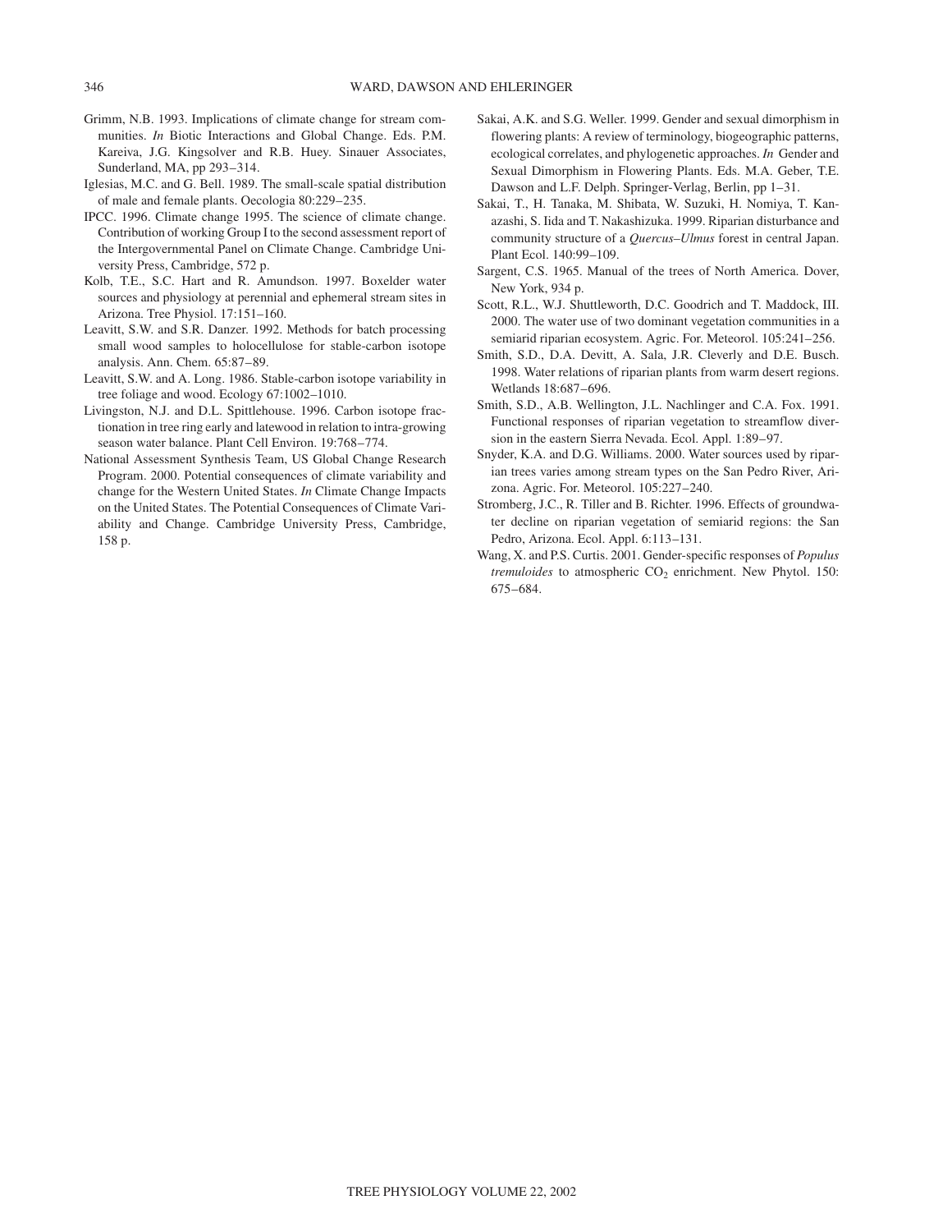Grimm, N.B. 1993. Implications of climate change for stream communities. *In* Biotic Interactions and Global Change. Eds. P.M. Kareiva, J.G. Kingsolver and R.B. Huey. Sinauer Associates, Sunderland, MA, pp 293–314.

Iglesias, M.C. and G. Bell. 1989. The small-scale spatial distribution of male and female plants. Oecologia 80:229–235.

IPCC. 1996. Climate change 1995. The science of climate change. Contribution of working Group I to the second assessment report of the Intergovernmental Panel on Climate Change. Cambridge University Press, Cambridge, 572 p.

Kolb, T.E., S.C. Hart and R. Amundson. 1997. Boxelder water sources and physiology at perennial and ephemeral stream sites in Arizona. Tree Physiol. 17:151–160.

Leavitt, S.W. and S.R. Danzer. 1992. Methods for batch processing small wood samples to holocellulose for stable-carbon isotope analysis. Ann. Chem. 65:87–89.

Leavitt, S.W. and A. Long. 1986. Stable-carbon isotope variability in tree foliage and wood. Ecology 67:1002–1010.

Livingston, N.J. and D.L. Spittlehouse. 1996. Carbon isotope fractionation in tree ring early and latewood in relation to intra-growing season water balance. Plant Cell Environ. 19:768–774.

National Assessment Synthesis Team, US Global Change Research Program. 2000. Potential consequences of climate variability and change for the Western United States. *In* Climate Change Impacts on the United States. The Potential Consequences of Climate Variability and Change. Cambridge University Press, Cambridge, 158 p.

Sakai, A.K. and S.G. Weller. 1999. Gender and sexual dimorphism in flowering plants: A review of terminology, biogeographic patterns, ecological correlates, and phylogenetic approaches. *In* Gender and Sexual Dimorphism in Flowering Plants. Eds. M.A. Geber, T.E. Dawson and L.F. Delph. Springer-Verlag, Berlin, pp 1–31.

Sakai, T., H. Tanaka, M. Shibata, W. Suzuki, H. Nomiya, T. Kanazashi, S. Iida and T. Nakashizuka. 1999. Riparian disturbance and community structure of a *Quercus–Ulmus* forest in central Japan. Plant Ecol. 140:99–109.

Sargent, C.S. 1965. Manual of the trees of North America. Dover, New York, 934 p.

Scott, R.L., W.J. Shuttleworth, D.C. Goodrich and T. Maddock, III. 2000. The water use of two dominant vegetation communities in a semiarid riparian ecosystem. Agric. For. Meteorol. 105:241–256.

Smith, S.D., D.A. Devitt, A. Sala, J.R. Cleverly and D.E. Busch. 1998. Water relations of riparian plants from warm desert regions. Wetlands 18:687–696.

Smith, S.D., A.B. Wellington, J.L. Nachlinger and C.A. Fox. 1991. Functional responses of riparian vegetation to streamflow diversion in the eastern Sierra Nevada. Ecol. Appl. 1:89–97.

Snyder, K.A. and D.G. Williams. 2000. Water sources used by riparian trees varies among stream types on the San Pedro River, Arizona. Agric. For. Meteorol. 105:227–240.

Stromberg, J.C., R. Tiller and B. Richter. 1996. Effects of groundwater decline on riparian vegetation of semiarid regions: the San Pedro, Arizona. Ecol. Appl. 6:113–131.

Wang, X. and P.S. Curtis. 2001. Gender-specific responses of *Populus tremuloides* to atmospheric $CO_2$ enrichment. New Phytol. 150: 675–684.